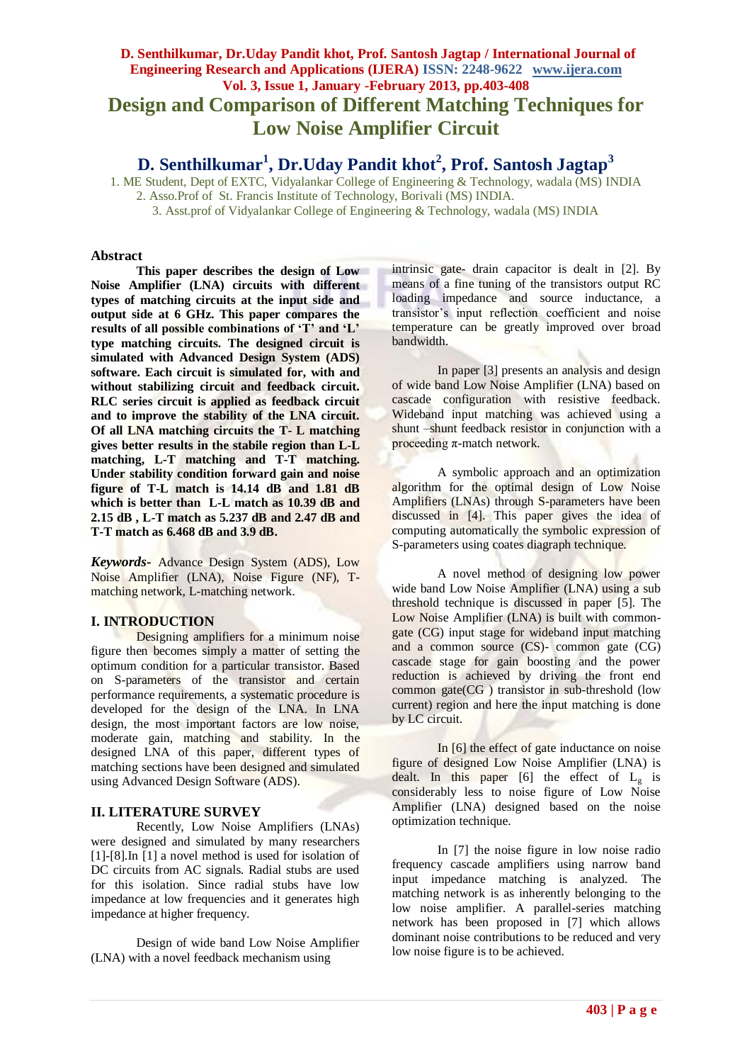# Design and Comparison of Different Matching Techniques for Low Noise Amplifier Circuit

## D. Senthilkumar[1], Dr.Uday Pandit khot[2], Prof. Santosh Jagtap[3]

1. ME Student, Dept of EXTC, Vidyalankar College of Engineering & Technology, wadala (MS) INDIA
2. Asso.Prof of St. Francis Institute of Technology, Borivali (MS) INDIA.
3. Asst.prof of Vidyalankar College of Engineering & Technology, wadala (MS) INDIA

### Abstract

**This paper describes the design of Low Noise Amplifier (LNA) circuits with different types of matching circuits at the input side and output side at 6 GHz. This paper compares the results of all possible combinations of 'T' and 'L' type matching circuits. The designed circuit is simulated with Advanced Design System (ADS) software. Each circuit is simulated for, with and without stabilizing circuit and feedback circuit. RLC series circuit is applied as feedback circuit and to improve the stability of the LNA circuit. Of all LNA matching circuits the T- L matching gives better results in the stabile region than L-L matching, L-T matching and T-T matching. Under stability condition forward gain and noise figure of T-L match is 14.14 dB and 1.81 dB which is better than L-L match as 10.39 dB and 2.15 dB , L-T match as 5.237 dB and 2.47 dB and T-T match as 6.468 dB and 3.9 dB.**

***Keywords-*** Advance Design System (ADS), Low Noise Amplifier (LNA), Noise Figure (NF), T-matching network, L-matching network.

### I. INTRODUCTION

Designing amplifiers for a minimum noise figure then becomes simply a matter of setting the optimum condition for a particular transistor. Based on S-parameters of the transistor and certain performance requirements, a systematic procedure is developed for the design of the LNA. In LNA design, the most important factors are low noise, moderate gain, matching and stability. In the designed LNA of this paper, different types of matching sections have been designed and simulated using Advanced Design Software (ADS).

### II. LITERATURE SURVEY

Recently, Low Noise Amplifiers (LNAs) were designed and simulated by many researchers [1]-[8].In [1] a novel method is used for isolation of DC circuits from AC signals. Radial stubs are used for this isolation. Since radial stubs have low impedance at low frequencies and it generates high impedance at higher frequency.

Design of wide band Low Noise Amplifier (LNA) with a novel feedback mechanism using intrinsic gate- drain capacitor is dealt in [2]. By means of a fine tuning of the transistors output RC loading impedance and source inductance, a transistor's input reflection coefficient and noise temperature can be greatly improved over broad bandwidth.

In paper [3] presents an analysis and design of wide band Low Noise Amplifier (LNA) based on cascade configuration with resistive feedback. Wideband input matching was achieved using a shunt –shunt feedback resistor in conjunction with a proceeding π-match network.

A symbolic approach and an optimization algorithm for the optimal design of Low Noise Amplifiers (LNAs) through S-parameters have been discussed in [4]. This paper gives the idea of computing automatically the symbolic expression of S-parameters using coates diagraph technique.

A novel method of designing low power wide band Low Noise Amplifier (LNA) using a sub threshold technique is discussed in paper [5]. The Low Noise Amplifier (LNA) is built with common-gate (CG) input stage for wideband input matching and a common source (CS)- common gate (CG) cascade stage for gain boosting and the power reduction is achieved by driving the front end common gate(CG ) transistor in sub-threshold (low current) region and here the input matching is done by LC circuit.

In [6] the effect of gate inductance on noise figure of designed Low Noise Amplifier (LNA) is dealt. In this paper [6] the effect of $L_g$ is considerably less to noise figure of Low Noise Amplifier (LNA) designed based on the noise optimization technique.

In [7] the noise figure in low noise radio frequency cascade amplifiers using narrow band input impedance matching is analyzed. The matching network is as inherently belonging to the low noise amplifier. A parallel-series matching network has been proposed in [7] which allows dominant noise contributions to be reduced and very low noise figure is to be achieved.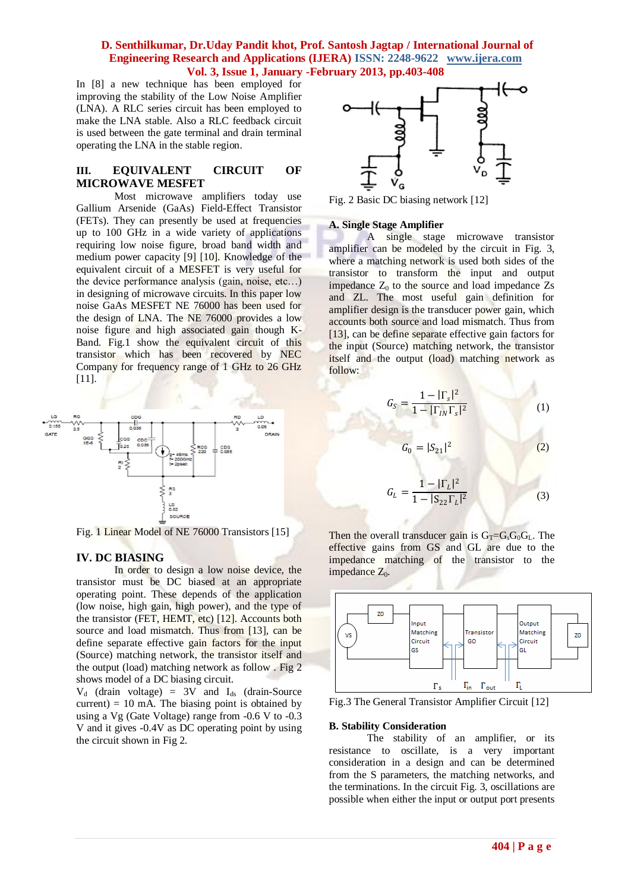In [8] a new technique has been employed for improving the stability of the Low Noise Amplifier (LNA). A RLC series circuit has been employed to make the LNA stable. Also a RLC feedback circuit is used between the gate terminal and drain terminal operating the LNA in the stable region.

## III. EQUIVALENT CIRCUIT OF MICROWAVE MESFET

Most microwave amplifiers today use Gallium Arsenide (GaAs) Field-Effect Transistor (FETs). They can presently be used at frequencies up to 100 GHz in a wide variety of applications requiring low noise figure, broad band width and medium power capacity [9] [10]. Knowledge of the equivalent circuit of a MESFET is very useful for the device performance analysis (gain, noise, etc…) in designing of microwave circuits. In this paper low noise GaAs MESFET NE 76000 has been used for the design of LNA. The NE 76000 provides a low noise figure and high associated gain though K-Band. Fig.1 show the equivalent circuit of this transistor which has been recovered by NEC Company for frequency range of 1 GHz to 26 GHz [11].

Fig. 1 Linear Model of NE 76000 Transistors [15]

## IV. DC BIASING

In order to design a low noise device, the transistor must be DC biased at an appropriate operating point. These depends of the application (low noise, high gain, high power), and the type of the transistor (FET, HEMT, etc) [12]. Accounts both source and load mismatch. Thus from [13], can be define separate effective gain factors for the input (Source) matching network, the transistor itself and the output (load) matching network as follow . Fig 2 shows model of a DC biasing circuit.

$V_d$ (drain voltage) = 3V and $I_{ds}$ (drain-Source current) = 10 mA. The biasing point is obtained by using a Vg (Gate Voltage) range from -0.6 V to -0.3 V and it gives -0.4V as DC operating point by using the circuit shown in Fig 2.

Fig. 2 Basic DC biasing network [12]

### A. Single Stage Amplifier

A single stage microwave transistor amplifier can be modeled by the circuit in Fig. 3, where a matching network is used both sides of the transistor to transform the input and output impedance $Z_0$ to the source and load impedance Zs and ZL. The most useful gain definition for amplifier design is the transducer power gain, which accounts both source and load mismatch. Thus from [13], can be define separate effective gain factors for the input (Source) matching network, the transistor itself and the output (load) matching network as follow:

$$G_S = \frac{1 - |\Gamma_s|^2}{1 - |\Gamma_{IN}\Gamma_s|^2} \quad (1)$$

$$G_0 = |S_{21}|^2 \quad (2)$$

$$G_L = \frac{1 - |\Gamma_L|^2}{1 - |S_{22}\Gamma_L|^2} \quad (3)$$

Then the overall transducer gain is $G_T = G_s G_0 G_L$. The effective gains from GS and GL are due to the impedance matching of the transistor to the impedance $Z_0$.

Fig.3 The General Transistor Amplifier Circuit [12]

### B. Stability Consideration

The stability of an amplifier, or its resistance to oscillate, is a very important consideration in a design and can be determined from the S parameters, the matching networks, and the terminations. In the circuit Fig. 3, oscillations are possible when either the input or output port presents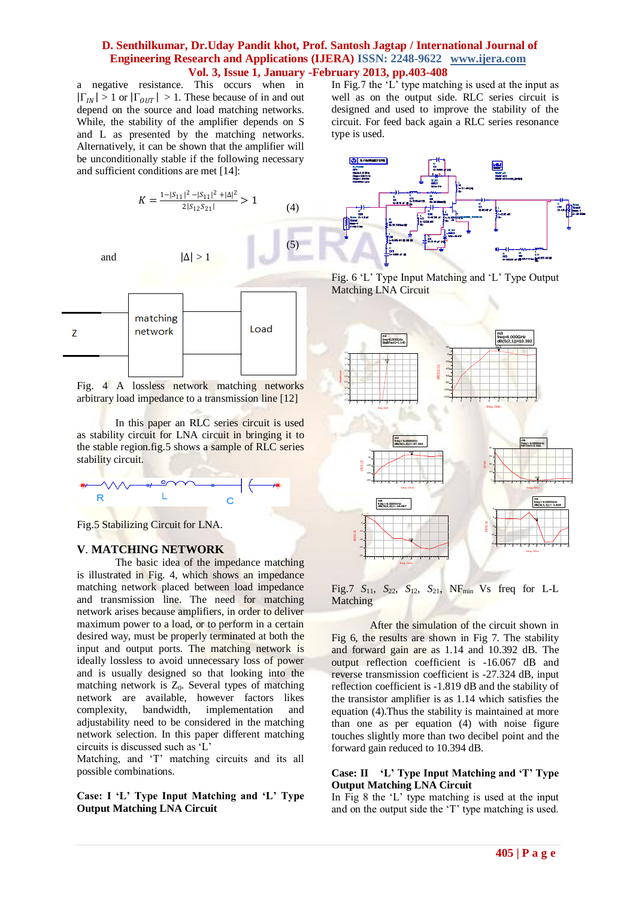a negative resistance. This occurs when in $|\Gamma_{IN}| > 1$ or $|\Gamma_{OUT}| > 1$. These because of in and out depend on the source and load matching networks. While, the stability of the amplifier depends on S and L as presented by the matching networks. Alternatively, it can be shown that the amplifier will be unconditionally stable if the following necessary and sufficient conditions are met [14]:

$$K = \frac{1-|S_{11}|^2 - |S_{11}|^2 + |\Delta|^2}{2|S_{12}S_{21}|} > 1 \qquad (4)$$

and

$$|\Delta| > 1 \qquad (5)$$

Fig. 4 A lossless network matching networks arbitrary load impedance to a transmission line [12]

In this paper an RLC series circuit is used as stability circuit for LNA circuit in bringing it to the stable region.fig.5 shows a sample of RLC series stability circuit.

Fig.5 Stabilizing Circuit for LNA.

## V. MATCHING NETWORK

The basic idea of the impedance matching is illustrated in Fig. 4, which shows an impedance matching network placed between load impedance and transmission line. The need for matching network arises because amplifiers, in order to deliver maximum power to a load, or to perform in a certain desired way, must be properly terminated at both the input and output ports. The matching network is ideally lossless to avoid unnecessary loss of power and is usually designed so that looking into the matching network is $Z_0$. Several types of matching network are available, however factors likes complexity, bandwidth, implementation and adjustability need to be considered in the matching network selection. In this paper different matching circuits is discussed such as 'L' Matching, and 'T' matching circuits and its all possible combinations.

**Case: I 'L' Type Input Matching and 'L' Type Output Matching LNA Circuit**

In Fig.7 the 'L' type matching is used at the input as well as on the output side. RLC series circuit is designed and used to improve the stability of the circuit. For feed back again a RLC series resonance type is used.

Fig. 6 'L' Type Input Matching and 'L' Type Output Matching LNA Circuit

Fig.7 $S_{11}$, $S_{22}$, $S_{12}$, $S_{21}$, $NF_{min}$ Vs freq for L-L Matching

After the simulation of the circuit shown in Fig 6, the results are shown in Fig 7. The stability and forward gain are as 1.14 and 10.392 dB. The output reflection coefficient is -16.067 dB and reverse transmission coefficient is -27.324 dB, input reflection coefficient is -1.819 dB and the stability of the transistor amplifier is as 1.14 which satisfies the equation (4).Thus the stability is maintained at more than one as per equation (4) with noise figure touches slightly more than two decibel point and the forward gain reduced to 10.394 dB.

**Case: II 'L' Type Input Matching and 'T' Type Output Matching LNA Circuit**

In Fig 8 the 'L' type matching is used at the input and on the output side the 'T' type matching is used.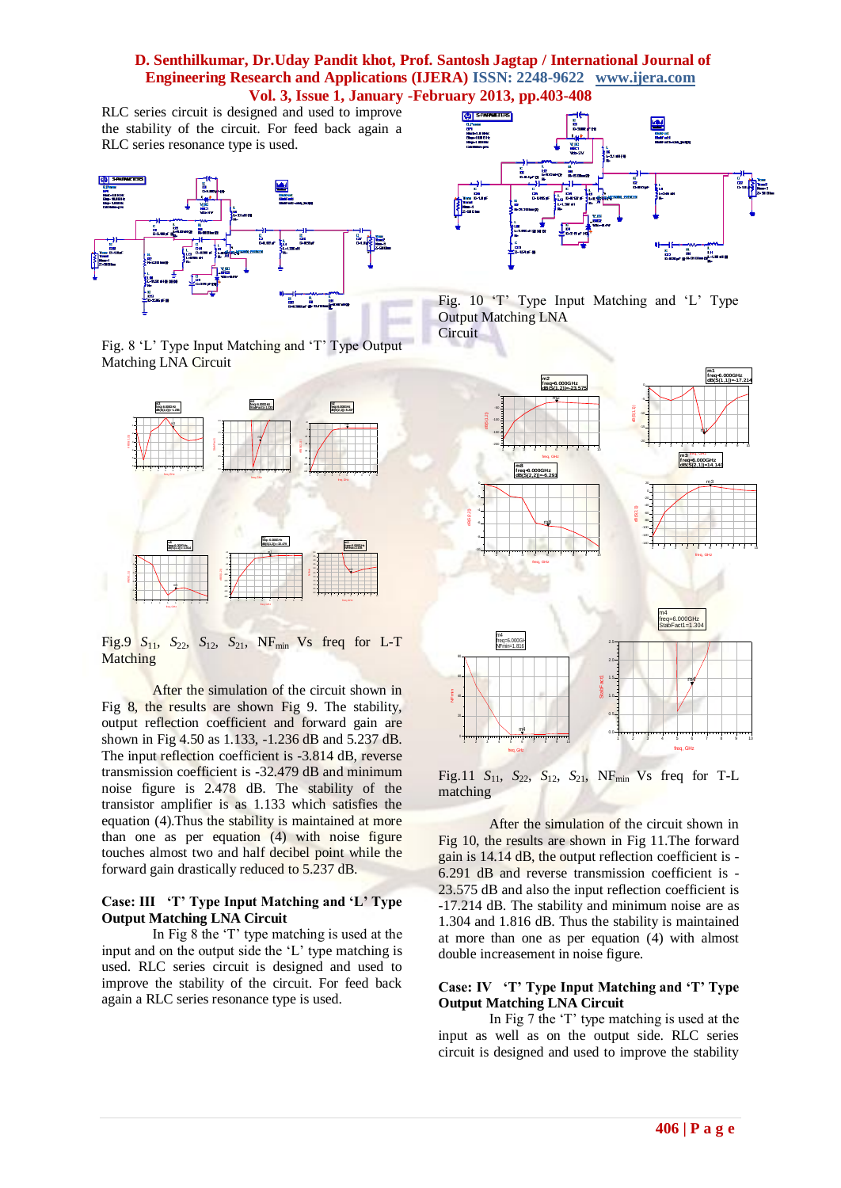RLC series circuit is designed and used to improve the stability of the circuit. For feed back again a RLC series resonance type is used.

Fig. 8 'L' Type Input Matching and 'T' Type Output Matching LNA Circuit

Fig.9 $S_{11}$, $S_{22}$, $S_{12}$, $S_{21}$, $NF_{min}$ Vs freq for L-T Matching

After the simulation of the circuit shown in Fig 8, the results are shown Fig 9. The stability, output reflection coefficient and forward gain are shown in Fig 4.50 as 1.133, -1.236 dB and 5.237 dB. The input reflection coefficient is -3.814 dB, reverse transmission coefficient is -32.479 dB and minimum noise figure is 2.478 dB. The stability of the transistor amplifier is as 1.133 which satisfies the equation (4).Thus the stability is maintained at more than one as per equation (4) with noise figure touches almost two and half decibel point while the forward gain drastically reduced to 5.237 dB.

### Case: III 'T' Type Input Matching and 'L' Type Output Matching LNA Circuit

In Fig 8 the 'T' type matching is used at the input and on the output side the 'L' type matching is used. RLC series circuit is designed and used to improve the stability of the circuit. For feed back again a RLC series resonance type is used.

Fig. 10 'T' Type Input Matching and 'L' Type Output Matching LNA Circuit

Fig.11 $S_{11}$, $S_{22}$, $S_{12}$, $S_{21}$, $NF_{min}$ Vs freq for T-L matching

After the simulation of the circuit shown in Fig 10, the results are shown in Fig 11.The forward gain is 14.14 dB, the output reflection coefficient is -6.291 dB and reverse transmission coefficient is -23.575 dB and also the input reflection coefficient is -17.214 dB. The stability and minimum noise are as 1.304 and 1.816 dB. Thus the stability is maintained at more than one as per equation (4) with almost double increasement in noise figure.

### Case: IV 'T' Type Input Matching and 'T' Type Output Matching LNA Circuit

In Fig 7 the 'T' type matching is used at the input as well as on the output side. RLC series circuit is designed and used to improve the stability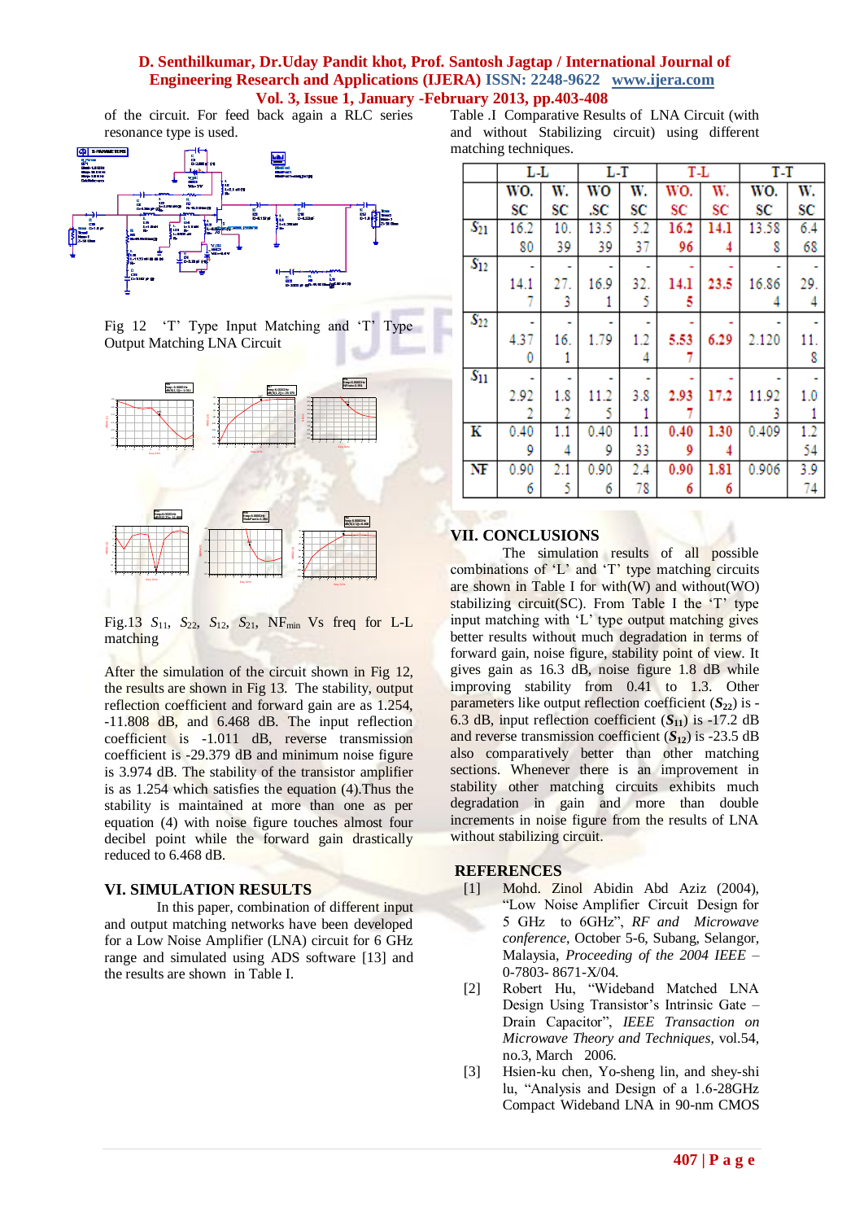of the circuit. For feed back again a RLC series resonance type is used.

Fig 12 'T' Type Input Matching and 'T' Type Output Matching LNA Circuit

Fig.13 $S_{11}$, $S_{22}$, $S_{12}$, $S_{21}$, $NF_{min}$ Vs freq for L-L matching

After the simulation of the circuit shown in Fig 12, the results are shown in Fig 13. The stability, output reflection coefficient and forward gain are as 1.254, -11.808 dB, and 6.468 dB. The input reflection coefficient is -1.011 dB, reverse transmission coefficient is -29.379 dB and minimum noise figure is 3.974 dB. The stability of the transistor amplifier is as 1.254 which satisfies the equation (4).Thus the stability is maintained at more than one as per equation (4) with noise figure touches almost four decibel point while the forward gain drastically reduced to 6.468 dB.

## VI. SIMULATION RESULTS

In this paper, combination of different input and output matching networks have been developed for a Low Noise Amplifier (LNA) circuit for 6 GHz range and simulated using ADS software [13] and the results are shown in Table I.

Table .I Comparative Results of LNA Circuit (with and without Stabilizing circuit) using different matching techniques.

| | L-L | | L-T | | T-L | | T-T | |
|---|---|---|---|---|---|---|---|---|
| | WO. SC | W. SC | WO .SC | W. SC | WO. SC | W. SC | WO. SC | W. SC |
| $S_{21}$ | 16.280 | 10.39 | 13.539 | 5.237 | 16.296 | 14.14 | 13.588 | 6.468 |
| $S_{12}$ | -14.17 | -27.3 | -16.91 | -32.5 | -14.15 | -23.5 | -16.864 | -29.4 |
| $S_{22}$ | -4.370 | -16.1 | -1.79 | -1.24 | -5.537 | -6.29 | -2.120 | -11.8 |
| $S_{11}$ | -2.922 | -1.82 | -11.25 | -3.81 | -2.937 | -17.2 | -11.923 | -1.01 |
| K | 0.409 | 1.14 | 0.409 | 1.133 | 0.409 | 1.304 | 0.409 | 1.254 |
| NF | 0.906 | 2.15 | 0.906 | 2.478 | 0.906 | 1.816 | 0.906 | 3.974 |

## VII. CONCLUSIONS

The simulation results of all possible combinations of 'L' and 'T' type matching circuits are shown in Table I for with(W) and without(WO) stabilizing circuit(SC). From Table I the 'T' type input matching with 'L' type output matching gives better results without much degradation in terms of forward gain, noise figure, stability point of view. It gives gain as 16.3 dB, noise figure 1.8 dB while improving stability from 0.41 to 1.3. Other parameters like output reflection coefficient ($S_{22}$) is -6.3 dB, input reflection coefficient ($S_{11}$) is -17.2 dB and reverse transmission coefficient ($S_{12}$) is -23.5 dB also comparatively better than other matching sections. Whenever there is an improvement in stability other matching circuits exhibits much degradation in gain and more than double increments in noise figure from the results of LNA without stabilizing circuit.

## REFERENCES

[1] Mohd. Zinol Abidin Abd Aziz (2004), "Low Noise Amplifier Circuit Design for 5 GHz to 6GHz", *RF and Microwave conference*, October 5-6, Subang, Selangor, Malaysia, *Proceeding of the 2004 IEEE* – 0-7803- 8671-X/04.

[2] Robert Hu, "Wideband Matched LNA Design Using Transistor's Intrinsic Gate – Drain Capacitor", *IEEE Transaction on Microwave Theory and Techniques*, vol.54, no.3, March 2006.

[3] Hsien-ku chen, Yo-sheng lin, and shey-shi lu, "Analysis and Design of a 1.6-28GHz Compact Wideband LNA in 90-nm CMOS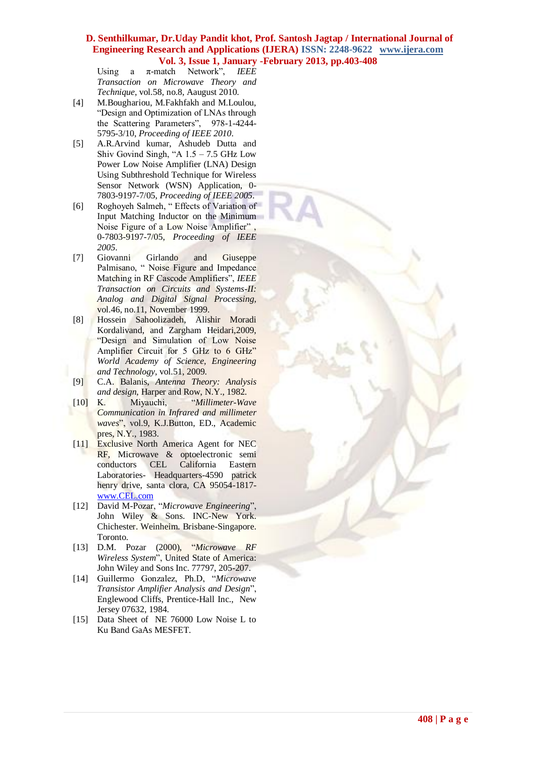Using a π-match Network", *IEEE Transaction on Microwave Theory and Technique*, vol.58, no.8, Aaugust 2010.

[4] M.Boughariou, M.Fakhfakh and M.Loulou, "Design and Optimization of LNAs through the Scattering Parameters", 978-1-4244-5795-3/10, *Proceeding of IEEE 2010*.

[5] A.R.Arvind kumar, Ashudeb Dutta and Shiv Govind Singh, "A 1.5 – 7.5 GHz Low Power Low Noise Amplifier (LNA) Design Using Subthreshold Technique for Wireless Sensor Network (WSN) Application, 0-7803-9197-7/05, *Proceeding of IEEE 2005*.

[6] Roghoyeh Salmeh, " Effects of Variation of Input Matching Inductor on the Minimum Noise Figure of a Low Noise Amplifier" , 0-7803-9197-7/05, *Proceeding of IEEE 2005*.

[7] Giovanni Girlando and Giuseppe Palmisano, " Noise Figure and Impedance Matching in RF Cascode Amplifiers", *IEEE Transaction on Circuits and Systems-II: Analog and Digital Signal Processing*, vol.46, no.11, November 1999.

[8] Hossein Sahoolizadeh, Alishir Moradi Kordalivand, and Zargham Heidari,2009, "Design and Simulation of Low Noise Amplifier Circuit for 5 GHz to 6 GHz" *World Academy of Science, Engineering and Technology*, vol.51, 2009.

[9] C.A. Balanis, *Antenna Theory: Analysis and design*, Harper and Row, N.Y., 1982.

[10] K. Miyauchi, "*Millimeter-Wave Communication in Infrared and millimeter waves*", vol.9, K.J.Button, ED., Academic pres, N.Y., 1983.

[11] Exclusive North America Agent for NEC RF, Microwave & optoelectronic semi conductors CEL California Eastern Laboratories- Headquarters-4590 patrick henry drive, santa clora, CA 95054-1817- www.CEL.com

[12] David M-Pozar, "*Microwave Engineering*", John Wiley & Sons. INC-New York. Chichester. Weinheim. Brisbane-Singapore. Toronto.

[13] D.M. Pozar (2000), "*Microwave RF Wireless System*", United State of America: John Wiley and Sons Inc. 77797, 205-207.

[14] Guillermo Gonzalez, Ph.D, "*Microwave Transistor Amplifier Analysis and Design*", Englewood Cliffs, Prentice-Hall Inc., New Jersey 07632, 1984.

[15] Data Sheet of NE 76000 Low Noise L to Ku Band GaAs MESFET.